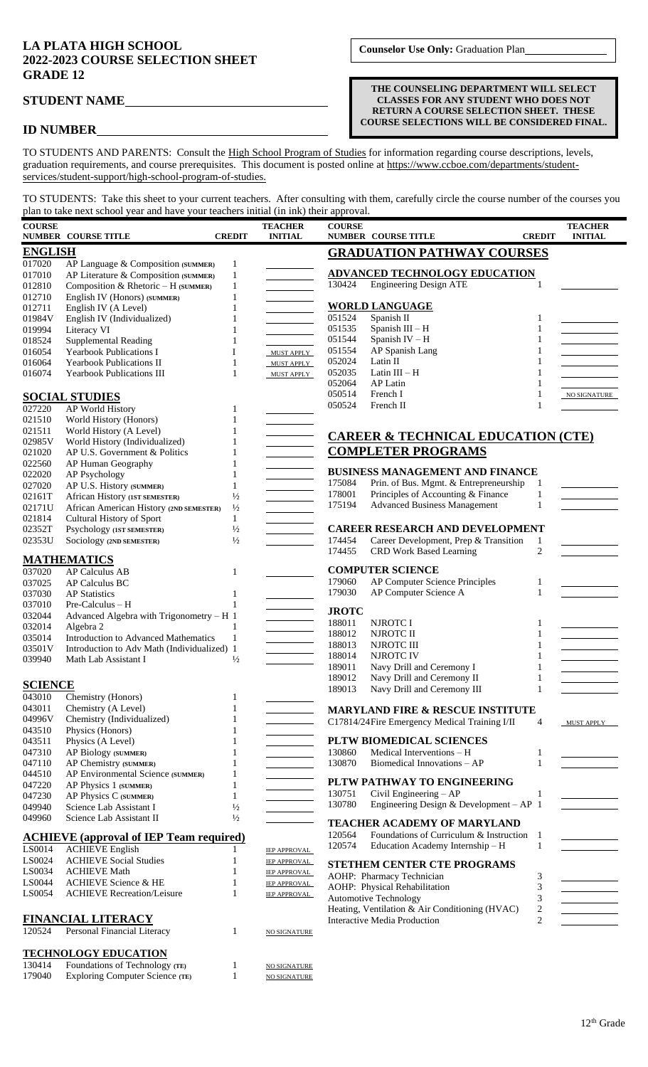# LA PLATA HIGH SCHOOL
# 2022-2023 COURSE SELECTION SHEET
# GRADE 12

**Counselor Use Only:** Graduation Plan\_\_\_\_\_\_\_\_\_\_\_\_

**STUDENT NAME**\_\_\_\_\_\_\_\_\_\_\_\_\_\_\_\_\_\_\_\_\_\_\_\_\_\_\_\_\_\_

**ID NUMBER**\_\_\_\_\_\_\_\_\_\_\_\_\_\_\_\_\_\_\_\_\_\_\_\_\_\_\_\_\_\_

**THE COUNSELING DEPARTMENT WILL SELECT CLASSES FOR ANY STUDENT WHO DOES NOT RETURN A COURSE SELECTION SHEET. THESE COURSE SELECTIONS WILL BE CONSIDERED FINAL.**

TO STUDENTS AND PARENTS: Consult the High School Program of Studies for information regarding course descriptions, levels, graduation requirements, and course prerequisites. This document is posted online at https://www.ccboe.com/departments/student-services/student-support/high-school-program-of-studies.

TO STUDENTS: Take this sheet to your current teachers. After consulting with them, carefully circle the course number of the courses you plan to take next school year and have your teachers initial (in ink) their approval.

| COURSE NUMBER | COURSE TITLE | CREDIT | TEACHER INITIAL |
|---|---|---|---|
| **ENGLISH** | | | |
| 017020 | AP Language & Composition (SUMMER) | 1 | |
| 017010 | AP Literature & Composition (SUMMER) | 1 | |
| 012810 | Composition & Rhetoric – H (SUMMER) | 1 | |
| 012710 | English IV (Honors) (SUMMER) | 1 | |
| 012711 | English IV (A Level) | 1 | |
| 01984V | English IV (Individualized) | 1 | |
| 019994 | Literacy VI | 1 | |
| 018524 | Supplemental Reading | 1 | |
| 016054 | Yearbook Publications I | I | MUST APPLY |
| 016064 | Yearbook Publications II | 1 | MUST APPLY |
| 016074 | Yearbook Publications III | 1 | MUST APPLY |
| **SOCIAL STUDIES** | | | |
| 027220 | AP World History | 1 | |
| 021510 | World History (Honors) | 1 | |
| 021511 | World History (A Level) | 1 | |
| 02985V | World History (Individualized) | 1 | |
| 021020 | AP U.S. Government & Politics | 1 | |
| 022560 | AP Human Geography | 1 | |
| 022020 | AP Psychology | 1 | |
| 027020 | AP U.S. History (SUMMER) | 1 | |
| 02161T | African History (1ST SEMESTER) | ½ | |
| 02171U | African American History (2ND SEMESTER) | ½ | |
| 021814 | Cultural History of Sport | 1 | |
| 02352T | Psychology (1ST SEMESTER) | ½ | |
| 02353U | Sociology (2ND SEMESTER) | ½ | |
| **MATHEMATICS** | | | |
| 037020 | AP Calculus AB | 1 | |
| 037025 | AP Calculus BC | | |
| 037030 | AP Statistics | 1 | |
| 037010 | Pre-Calculus – H | 1 | |
| 032044 | Advanced Algebra with Trigonometry – H | 1 | |
| 032014 | Algebra 2 | 1 | |
| 035014 | Introduction to Advanced Mathematics | 1 | |
| 03501V | Introduction to Adv Math (Individualized) | 1 | |
| 039940 | Math Lab Assistant I | ½ | |
| **SCIENCE** | | | |
| 043010 | Chemistry (Honors) | 1 | |
| 043011 | Chemistry (A Level) | 1 | |
| 04996V | Chemistry (Individualized) | 1 | |
| 043510 | Physics (Honors) | 1 | |
| 043511 | Physics (A Level) | 1 | |
| 047310 | AP Biology (SUMMER) | 1 | |
| 047110 | AP Chemistry (SUMMER) | 1 | |
| 044510 | AP Environmental Science (SUMMER) | 1 | |
| 047220 | AP Physics 1 (SUMMER) | 1 | |
| 047230 | AP Physics C (SUMMER) | 1 | |
| 049940 | Science Lab Assistant I | ½ | |
| 049960 | Science Lab Assistant II | ½ | |
| **ACHIEVE (approval of IEP Team required)** | | | |
| LS0014 | ACHIEVE English | 1 | IEP APPROVAL |
| LS0024 | ACHIEVE Social Studies | 1 | IEP APPROVAL |
| LS0034 | ACHIEVE Math | 1 | IEP APPROVAL |
| LS0044 | ACHIEVE Science & HE | 1 | IEP APPROVAL |
| LS0054 | ACHIEVE Recreation/Leisure | 1 | IEP APPROVAL |
| **FINANCIAL LITERACY** | | | |
| 120524 | Personal Financial Literacy | 1 | NO SIGNATURE |
| **TECHNOLOGY EDUCATION** | | | |
| 130414 | Foundations of Technology (TE) | 1 | NO SIGNATURE |
| 179040 | Exploring Computer Science (TE) | 1 | NO SIGNATURE |

## GRADUATION PATHWAY COURSES

| COURSE NUMBER | COURSE TITLE | CREDIT | TEACHER INITIAL |
|---|---|---|---|
| **ADVANCED TECHNOLOGY EDUCATION** | | | |
| 130424 | Engineering Design ATE | 1 | |
| **WORLD LANGUAGE** | | | |
| 051524 | Spanish II | 1 | |
| 051535 | Spanish III – H | 1 | |
| 051544 | Spanish IV – H | 1 | |
| 051554 | AP Spanish Lang | 1 | |
| 052024 | Latin II | 1 | |
| 052035 | Latin III – H | 1 | |
| 052064 | AP Latin | 1 | |
| 050514 | French I | 1 | NO SIGNATURE |
| 050524 | French II | 1 | |

## CAREER & TECHNICAL EDUCATION (CTE) COMPLETER PROGRAMS

| COURSE NUMBER | COURSE TITLE | CREDIT | TEACHER INITIAL |
|---|---|---|---|
| **BUSINESS MANAGEMENT AND FINANCE** | | | |
| 175084 | Prin. of Bus. Mgmt. & Entrepreneurship | 1 | |
| 178001 | Principles of Accounting & Finance | 1 | |
| 175194 | Advanced Business Management | 1 | |
| **CAREER RESEARCH AND DEVELOPMENT** | | | |
| 174454 | Career Development, Prep & Transition | 1 | |
| 174455 | CRD Work Based Learning | 2 | |
| **COMPUTER SCIENCE** | | | |
| 179060 | AP Computer Science Principles | 1 | |
| 179030 | AP Computer Science A | 1 | |
| **JROTC** | | | |
| 188011 | NJROTC I | 1 | |
| 188012 | NJROTC II | 1 | |
| 188013 | NJROTC III | 1 | |
| 188014 | NJROTC IV | 1 | |
| 189011 | Navy Drill and Ceremony I | 1 | |
| 189012 | Navy Drill and Ceremony II | 1 | |
| 189013 | Navy Drill and Ceremony III | 1 | |
| **MARYLAND FIRE & RESCUE INSTITUTE** | | | |
| C17814/24 | Fire Emergency Medical Training I/II | 4 | MUST APPLY |
| **PLTW BIOMEDICAL SCIENCES** | | | |
| 130860 | Medical Interventions – H | 1 | |
| 130870 | Biomedical Innovations – AP | 1 | |
| **PLTW PATHWAY TO ENGINEERING** | | | |
| 130751 | Civil Engineering – AP | 1 | |
| 130780 | Engineering Design & Development – AP | 1 | |
| **TEACHER ACADEMY OF MARYLAND** | | | |
| 120564 | Foundations of Curriculum & Instruction | 1 | |
| 120574 | Education Academy Internship – H | 1 | |
| **STETHEM CENTER CTE PROGRAMS** | | | |
| | AOHP: Pharmacy Technician | 3 | |
| | AOHP: Physical Rehabilitation | 3 | |
| | Automotive Technology | 3 | |
| | Heating, Ventilation & Air Conditioning (HVAC) | 2 | |
| | Interactive Media Production | 2 | |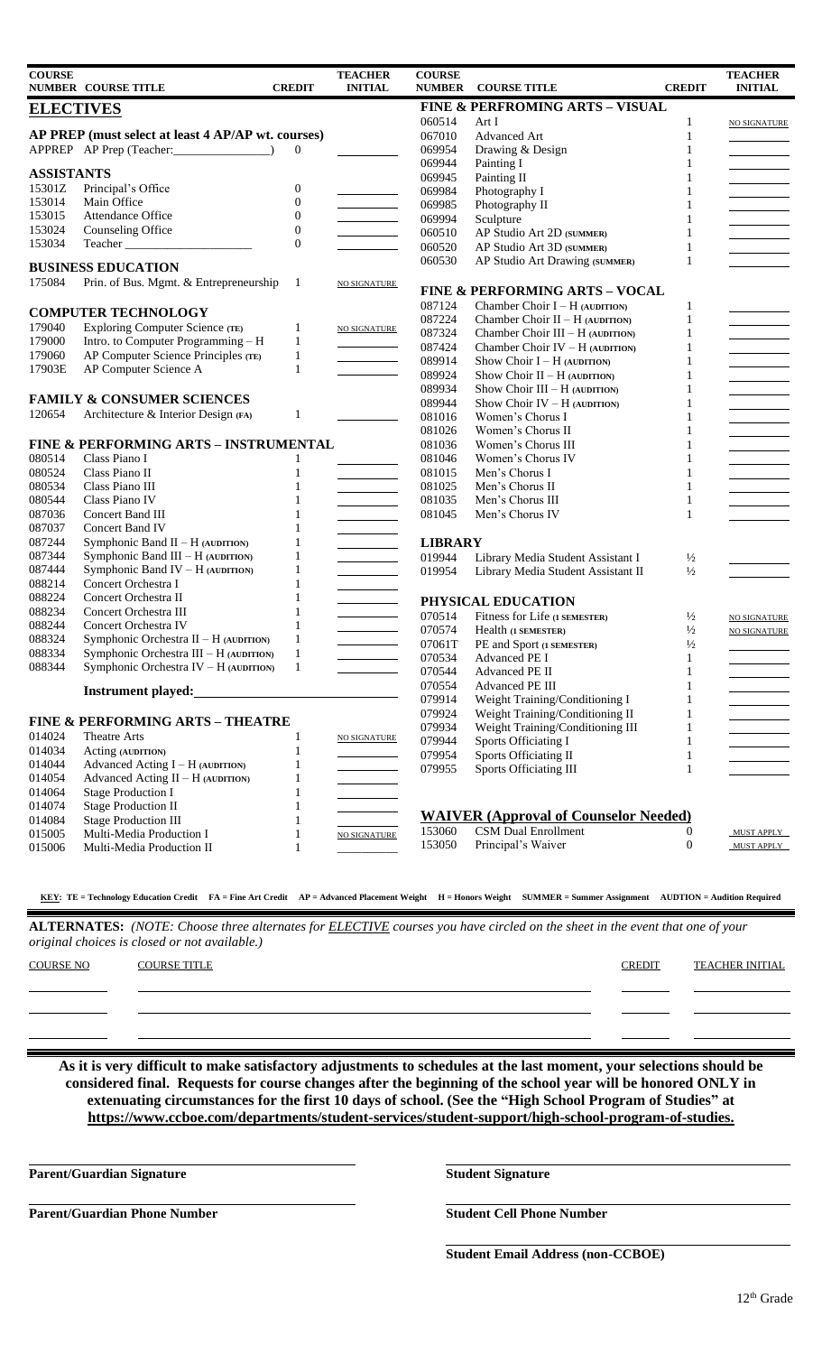| COURSE NUMBER | COURSE TITLE | CREDIT | TEACHER INITIAL |
|---|---|---|---|

## ELECTIVES

**AP PREP (must select at least 4 AP/AP wt. courses)**

| | | | |
|---|---|---|---|
| APPREP | AP Prep (Teacher:________________) | 0 | |

**ASSISTANTS**

| | | | |
|---|---|---|---|
| 15301Z | Principal's Office | 0 | |
| 153014 | Main Office | 0 | |
| 153015 | Attendance Office | 0 | |
| 153024 | Counseling Office | 0 | |
| 153034 | Teacher ____________________ | 0 | |

**BUSINESS EDUCATION**

| | | | |
|---|---|---|---|
| 175084 | Prin. of Bus. Mgmt. & Entrepreneurship | 1 | NO SIGNATURE |

**COMPUTER TECHNOLOGY**

| | | | |
|---|---|---|---|
| 179040 | Exploring Computer Science (TE) | 1 | NO SIGNATURE |
| 179000 | Intro. to Computer Programming – H | 1 | |
| 179060 | AP Computer Science Principles (TE) | 1 | |
| 17903E | AP Computer Science A | 1 | |

**FAMILY & CONSUMER SCIENCES**

| | | | |
|---|---|---|---|
| 120654 | Architecture & Interior Design (FA) | 1 | |

**FINE & PERFORMING ARTS – INSTRUMENTAL**

| | | | |
|---|---|---|---|
| 080514 | Class Piano I | 1 | |
| 080524 | Class Piano II | 1 | |
| 080534 | Class Piano III | 1 | |
| 080544 | Class Piano IV | 1 | |
| 087036 | Concert Band III | 1 | |
| 087037 | Concert Band IV | 1 | |
| 087244 | Symphonic Band II – H (AUDITION) | 1 | |
| 087344 | Symphonic Band III – H (AUDITION) | 1 | |
| 087444 | Symphonic Band IV – H (AUDITION) | 1 | |
| 088214 | Concert Orchestra I | 1 | |
| 088224 | Concert Orchestra II | 1 | |
| 088234 | Concert Orchestra III | 1 | |
| 088244 | Concert Orchestra IV | 1 | |
| 088324 | Symphonic Orchestra II – H (AUDITION) | 1 | |
| 088334 | Symphonic Orchestra III – H (AUDITION) | 1 | |
| 088344 | Symphonic Orchestra IV – H (AUDITION) | 1 | |

**Instrument played:**___________________________

**FINE & PERFORMING ARTS – THEATRE**

| | | | |
|---|---|---|---|
| 014024 | Theatre Arts | 1 | NO SIGNATURE |
| 014034 | Acting (AUDITION) | 1 | |
| 014044 | Advanced Acting I – H (AUDITION) | 1 | |
| 014054 | Advanced Acting II – H (AUDITION) | 1 | |
| 014064 | Stage Production I | 1 | |
| 014074 | Stage Production II | 1 | |
| 014084 | Stage Production III | 1 | |
| 015005 | Multi-Media Production I | 1 | NO SIGNATURE |
| 015006 | Multi-Media Production II | 1 | |

**FINE & PERFORMING ARTS – VISUAL**

| | | | |
|---|---|---|---|
| 060514 | Art I | 1 | NO SIGNATURE |
| 067010 | Advanced Art | 1 | |
| 069954 | Drawing & Design | 1 | |
| 069944 | Painting I | 1 | |
| 069945 | Painting II | 1 | |
| 069984 | Photography I | 1 | |
| 069985 | Photography II | 1 | |
| 069994 | Sculpture | 1 | |
| 060510 | AP Studio Art 2D (SUMMER) | 1 | |
| 060520 | AP Studio Art 3D (SUMMER) | 1 | |
| 060530 | AP Studio Art Drawing (SUMMER) | 1 | |

**FINE & PERFORMING ARTS – VOCAL**

| | | | |
|---|---|---|---|
| 087124 | Chamber Choir I – H (AUDITION) | 1 | |
| 087224 | Chamber Choir II – H (AUDITION) | 1 | |
| 087324 | Chamber Choir III – H (AUDITION) | 1 | |
| 087424 | Chamber Choir IV – H (AUDITION) | 1 | |
| 089914 | Show Choir I – H (AUDITION) | 1 | |
| 089924 | Show Choir II – H (AUDITION) | 1 | |
| 089934 | Show Choir III – H (AUDITION) | 1 | |
| 089944 | Show Choir IV – H (AUDITION) | 1 | |
| 081016 | Women's Chorus I | 1 | |
| 081026 | Women's Chorus II | 1 | |
| 081036 | Women's Chorus III | 1 | |
| 081046 | Women's Chorus IV | 1 | |
| 081015 | Men's Chorus I | 1 | |
| 081025 | Men's Chorus II | 1 | |
| 081035 | Men's Chorus III | 1 | |
| 081045 | Men's Chorus IV | 1 | |

**LIBRARY**

| | | | |
|---|---|---|---|
| 019944 | Library Media Student Assistant I | ½ | |
| 019954 | Library Media Student Assistant II | ½ | |

**PHYSICAL EDUCATION**

| | | | |
|---|---|---|---|
| 070514 | Fitness for Life (1 SEMESTER) | ½ | NO SIGNATURE |
| 070574 | Health (1 SEMESTER) | ½ | NO SIGNATURE |
| 07061T | PE and Sport (1 SEMESTER) | ½ | |
| 070534 | Advanced PE I | 1 | |
| 070544 | Advanced PE II | 1 | |
| 070554 | Advanced PE III | 1 | |
| 079914 | Weight Training/Conditioning I | 1 | |
| 079924 | Weight Training/Conditioning II | 1 | |
| 079934 | Weight Training/Conditioning III | 1 | |
| 079944 | Sports Officiating I | 1 | |
| 079954 | Sports Officiating II | 1 | |
| 079955 | Sports Officiating III | 1 | |

**WAIVER (Approval of Counselor Needed)**

| | | | |
|---|---|---|---|
| 153060 | CSM Dual Enrollment | 0 | MUST APPLY |
| 153050 | Principal's Waiver | 0 | MUST APPLY |

**KEY:** TE = Technology Education Credit FA = Fine Art Credit AP = Advanced Placement Weight H = Honors Weight SUMMER = Summer Assignment AUDTION = Audition Required

**ALTERNATES:** *(NOTE: Choose three alternates for ELECTIVE courses you have circled on the sheet in the event that one of your original choices is closed or not available.)*

| COURSE NO | COURSE TITLE | CREDIT | TEACHER INITIAL |
|---|---|---|---|
| | | | |
| | | | |
| | | | |

**As it is very difficult to make satisfactory adjustments to schedules at the last moment, your selections should be considered final. Requests for course changes after the beginning of the school year will be honored ONLY in extenuating circumstances for the first 10 days of school. (See the "High School Program of Studies" at https://www.ccboe.com/departments/student-services/student-support/high-school-program-of-studies.**

**Parent/Guardian Signature** ______________________ **Student Signature** ______________________

**Parent/Guardian Phone Number** ______________________ **Student Cell Phone Number** ______________________

**Student Email Address (non-CCBOE)** ______________________

12th Grade